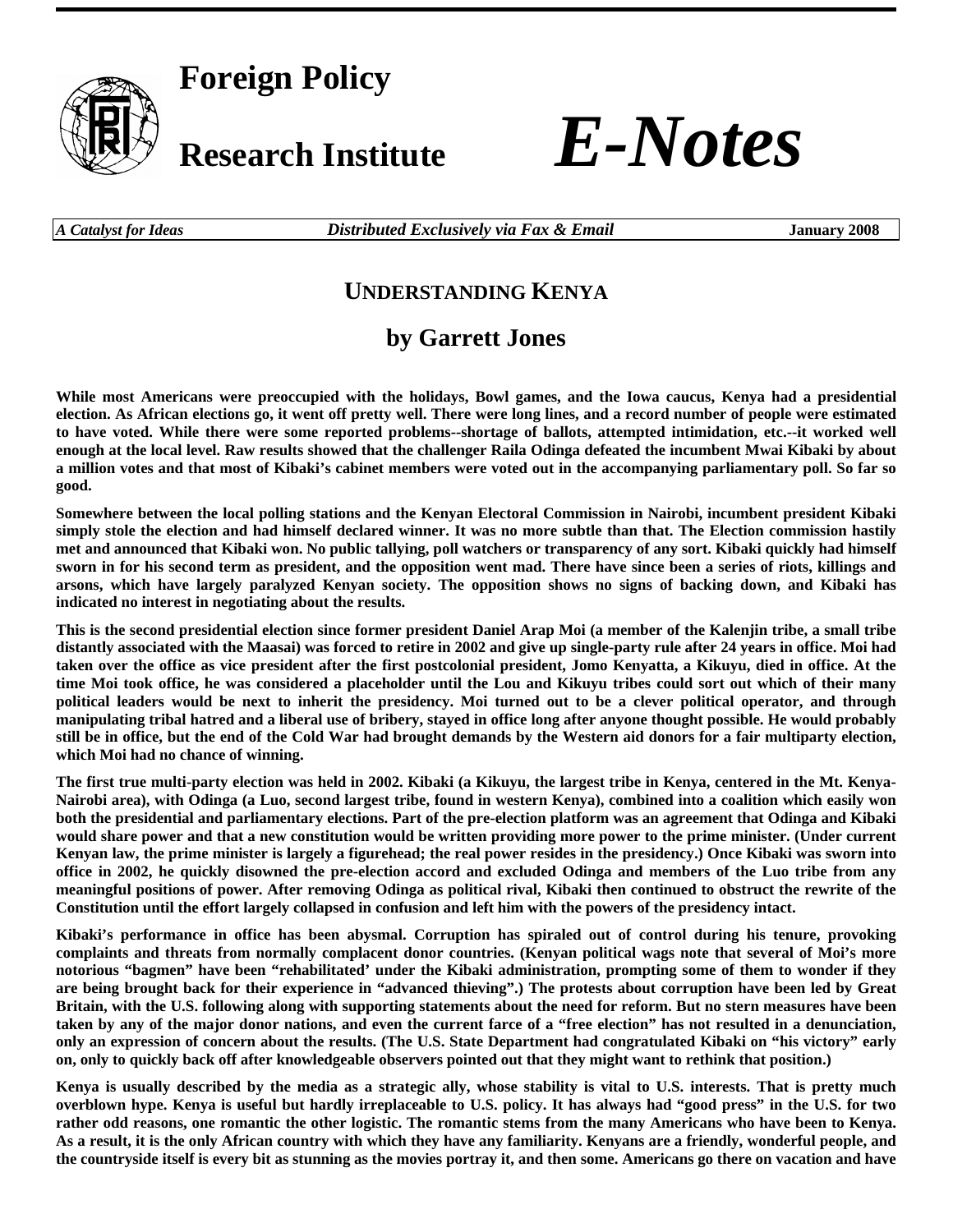# Foreign Policy Research Institute *E-Notes*

*A Catalyst for Ideas* | ***Distributed Exclusively via Fax & Email*** | **January 2008**

## UNDERSTANDING KENYA

## by Garrett Jones

**While most Americans were preoccupied with the holidays, Bowl games, and the Iowa caucus, Kenya had a presidential election. As African elections go, it went off pretty well. There were long lines, and a record number of people were estimated to have voted. While there were some reported problems--shortage of ballots, attempted intimidation, etc.--it worked well enough at the local level. Raw results showed that the challenger Raila Odinga defeated the incumbent Mwai Kibaki by about a million votes and that most of Kibaki's cabinet members were voted out in the accompanying parliamentary poll. So far so good.**

**Somewhere between the local polling stations and the Kenyan Electoral Commission in Nairobi, incumbent president Kibaki simply stole the election and had himself declared winner. It was no more subtle than that. The Election commission hastily met and announced that Kibaki won. No public tallying, poll watchers or transparency of any sort. Kibaki quickly had himself sworn in for his second term as president, and the opposition went mad. There have since been a series of riots, killings and arsons, which have largely paralyzed Kenyan society. The opposition shows no signs of backing down, and Kibaki has indicated no interest in negotiating about the results.**

**This is the second presidential election since former president Daniel Arap Moi (a member of the Kalenjin tribe, a small tribe distantly associated with the Maasai) was forced to retire in 2002 and give up single-party rule after 24 years in office. Moi had taken over the office as vice president after the first postcolonial president, Jomo Kenyatta, a Kikuyu, died in office. At the time Moi took office, he was considered a placeholder until the Lou and Kikuyu tribes could sort out which of their many political leaders would be next to inherit the presidency. Moi turned out to be a clever political operator, and through manipulating tribal hatred and a liberal use of bribery, stayed in office long after anyone thought possible. He would probably still be in office, but the end of the Cold War had brought demands by the Western aid donors for a fair multiparty election, which Moi had no chance of winning.**

**The first true multi-party election was held in 2002. Kibaki (a Kikuyu, the largest tribe in Kenya, centered in the Mt. Kenya-Nairobi area), with Odinga (a Luo, second largest tribe, found in western Kenya), combined into a coalition which easily won both the presidential and parliamentary elections. Part of the pre-election platform was an agreement that Odinga and Kibaki would share power and that a new constitution would be written providing more power to the prime minister. (Under current Kenyan law, the prime minister is largely a figurehead; the real power resides in the presidency.) Once Kibaki was sworn into office in 2002, he quickly disowned the pre-election accord and excluded Odinga and members of the Luo tribe from any meaningful positions of power. After removing Odinga as political rival, Kibaki then continued to obstruct the rewrite of the Constitution until the effort largely collapsed in confusion and left him with the powers of the presidency intact.**

**Kibaki's performance in office has been abysmal. Corruption has spiraled out of control during his tenure, provoking complaints and threats from normally complacent donor countries. (Kenyan political wags note that several of Moi's more notorious "bagmen" have been "rehabilitated' under the Kibaki administration, prompting some of them to wonder if they are being brought back for their experience in "advanced thieving".) The protests about corruption have been led by Great Britain, with the U.S. following along with supporting statements about the need for reform. But no stern measures have been taken by any of the major donor nations, and even the current farce of a "free election" has not resulted in a denunciation, only an expression of concern about the results. (The U.S. State Department had congratulated Kibaki on "his victory" early on, only to quickly back off after knowledgeable observers pointed out that they might want to rethink that position.)**

**Kenya is usually described by the media as a strategic ally, whose stability is vital to U.S. interests. That is pretty much overblown hype. Kenya is useful but hardly irreplaceable to U.S. policy. It has always had "good press" in the U.S. for two rather odd reasons, one romantic the other logistic. The romantic stems from the many Americans who have been to Kenya. As a result, it is the only African country with which they have any familiarity. Kenyans are a friendly, wonderful people, and the countryside itself is every bit as stunning as the movies portray it, and then some. Americans go there on vacation and have**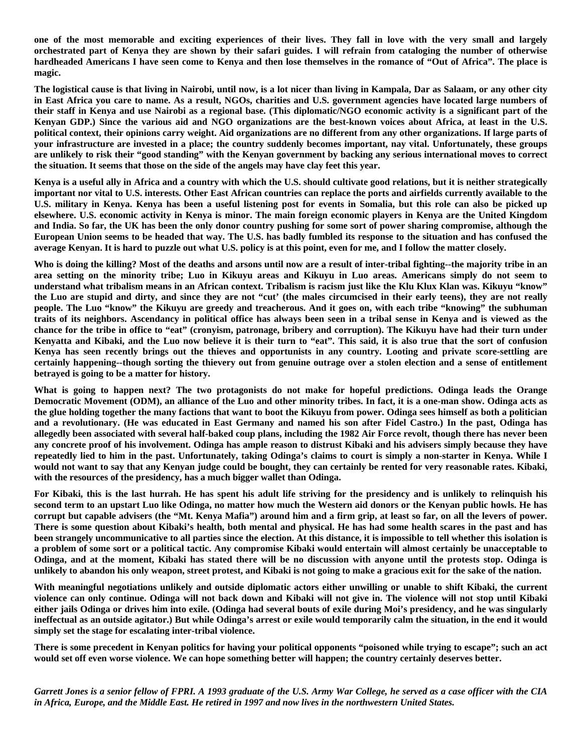**one of the most memorable and exciting experiences of their lives. They fall in love with the very small and largely orchestrated part of Kenya they are shown by their safari guides. I will refrain from cataloging the number of otherwise hardheaded Americans I have seen come to Kenya and then lose themselves in the romance of "Out of Africa". The place is magic.**

**The logistical cause is that living in Nairobi, until now, is a lot nicer than living in Kampala, Dar as Salaam, or any other city in East Africa you care to name. As a result, NGOs, charities and U.S. government agencies have located large numbers of their staff in Kenya and use Nairobi as a regional base. (This diplomatic/NGO economic activity is a significant part of the Kenyan GDP.) Since the various aid and NGO organizations are the best-known voices about Africa, at least in the U.S. political context, their opinions carry weight. Aid organizations are no different from any other organizations. If large parts of your infrastructure are invested in a place; the country suddenly becomes important, nay vital. Unfortunately, these groups are unlikely to risk their "good standing" with the Kenyan government by backing any serious international moves to correct the situation. It seems that those on the side of the angels may have clay feet this year.**

**Kenya is a useful ally in Africa and a country with which the U.S. should cultivate good relations, but it is neither strategically important nor vital to U.S. interests. Other East African countries can replace the ports and airfields currently available to the U.S. military in Kenya. Kenya has been a useful listening post for events in Somalia, but this role can also be picked up elsewhere. U.S. economic activity in Kenya is minor. The main foreign economic players in Kenya are the United Kingdom and India. So far, the UK has been the only donor country pushing for some sort of power sharing compromise, although the European Union seems to be headed that way. The U.S. has badly fumbled its response to the situation and has confused the average Kenyan. It is hard to puzzle out what U.S. policy is at this point, even for me, and I follow the matter closely.**

**Who is doing the killing? Most of the deaths and arsons until now are a result of inter-tribal fighting--the majority tribe in an area setting on the minority tribe; Luo in Kikuyu areas and Kikuyu in Luo areas. Americans simply do not seem to understand what tribalism means in an African context. Tribalism is racism just like the Klu Klux Klan was. Kikuyu "know" the Luo are stupid and dirty, and since they are not "cut' (the males circumcised in their early teens), they are not really people. The Luo "know" the Kikuyu are greedy and treacherous. And it goes on, with each tribe "knowing" the subhuman traits of its neighbors. Ascendancy in political office has always been seen in a tribal sense in Kenya and is viewed as the chance for the tribe in office to "eat" (cronyism, patronage, bribery and corruption). The Kikuyu have had their turn under Kenyatta and Kibaki, and the Luo now believe it is their turn to "eat". This said, it is also true that the sort of confusion Kenya has seen recently brings out the thieves and opportunists in any country. Looting and private score-settling are certainly happening--though sorting the thievery out from genuine outrage over a stolen election and a sense of entitlement betrayed is going to be a matter for history.**

**What is going to happen next? The two protagonists do not make for hopeful predictions. Odinga leads the Orange Democratic Movement (ODM), an alliance of the Luo and other minority tribes. In fact, it is a one-man show. Odinga acts as the glue holding together the many factions that want to boot the Kikuyu from power. Odinga sees himself as both a politician and a revolutionary. (He was educated in East Germany and named his son after Fidel Castro.) In the past, Odinga has allegedly been associated with several half-baked coup plans, including the 1982 Air Force revolt, though there has never been any concrete proof of his involvement. Odinga has ample reason to distrust Kibaki and his advisers simply because they have repeatedly lied to him in the past. Unfortunately, taking Odinga's claims to court is simply a non-starter in Kenya. While I would not want to say that any Kenyan judge could be bought, they can certainly be rented for very reasonable rates. Kibaki, with the resources of the presidency, has a much bigger wallet than Odinga.**

**For Kibaki, this is the last hurrah. He has spent his adult life striving for the presidency and is unlikely to relinquish his second term to an upstart Luo like Odinga, no matter how much the Western aid donors or the Kenyan public howls. He has corrupt but capable advisers (the "Mt. Kenya Mafia") around him and a firm grip, at least so far, on all the levers of power. There is some question about Kibaki's health, both mental and physical. He has had some health scares in the past and has been strangely uncommunicative to all parties since the election. At this distance, it is impossible to tell whether this isolation is a problem of some sort or a political tactic. Any compromise Kibaki would entertain will almost certainly be unacceptable to Odinga, and at the moment, Kibaki has stated there will be no discussion with anyone until the protests stop. Odinga is unlikely to abandon his only weapon, street protest, and Kibaki is not going to make a gracious exit for the sake of the nation.**

**With meaningful negotiations unlikely and outside diplomatic actors either unwilling or unable to shift Kibaki, the current violence can only continue. Odinga will not back down and Kibaki will not give in. The violence will not stop until Kibaki either jails Odinga or drives him into exile. (Odinga had several bouts of exile during Moi's presidency, and he was singularly ineffectual as an outside agitator.) But while Odinga's arrest or exile would temporarily calm the situation, in the end it would simply set the stage for escalating inter-tribal violence.**

**There is some precedent in Kenyan politics for having your political opponents "poisoned while trying to escape"; such an act would set off even worse violence. We can hope something better will happen; the country certainly deserves better.**

***Garrett Jones is a senior fellow of FPRI. A 1993 graduate of the U.S. Army War College, he served as a case officer with the CIA in Africa, Europe, and the Middle East. He retired in 1997 and now lives in the northwestern United States.***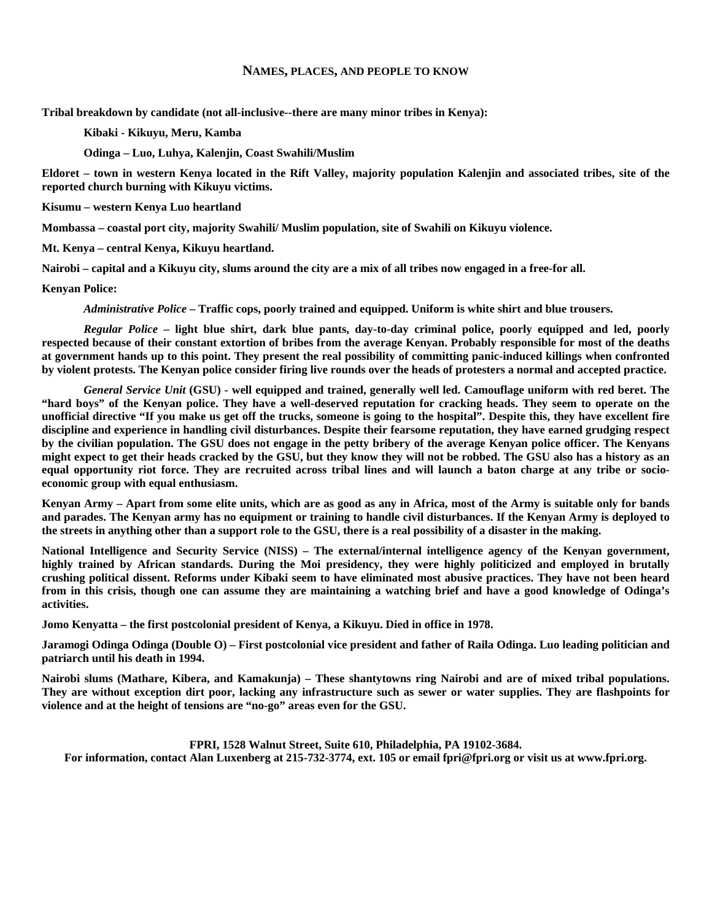## Names, places, and people to know

**Tribal breakdown by candidate (not all-inclusive--there are many minor tribes in Kenya):**

**Kibaki - Kikuyu, Meru, Kamba**

**Odinga – Luo, Luhya, Kalenjin, Coast Swahili/Muslim**

**Eldoret – town in western Kenya located in the Rift Valley, majority population Kalenjin and associated tribes, site of the reported church burning with Kikuyu victims.**

**Kisumu – western Kenya Luo heartland**

**Mombassa – coastal port city, majority Swahili/ Muslim population, site of Swahili on Kikuyu violence.**

**Mt. Kenya – central Kenya, Kikuyu heartland.**

**Nairobi – capital and a Kikuyu city, slums around the city are a mix of all tribes now engaged in a free-for all.**

**Kenyan Police:**

***Administrative Police*** **– Traffic cops, poorly trained and equipped. Uniform is white shirt and blue trousers.**

***Regular Police*** **– light blue shirt, dark blue pants, day-to-day criminal police, poorly equipped and led, poorly respected because of their constant extortion of bribes from the average Kenyan. Probably responsible for most of the deaths at government hands up to this point. They present the real possibility of committing panic-induced killings when confronted by violent protests. The Kenyan police consider firing live rounds over the heads of protesters a normal and accepted practice.**

***General Service Unit*** **(GSU) - well equipped and trained, generally well led. Camouflage uniform with red beret. The "hard boys" of the Kenyan police. They have a well-deserved reputation for cracking heads. They seem to operate on the unofficial directive "If you make us get off the trucks, someone is going to the hospital". Despite this, they have excellent fire discipline and experience in handling civil disturbances. Despite their fearsome reputation, they have earned grudging respect by the civilian population. The GSU does not engage in the petty bribery of the average Kenyan police officer. The Kenyans might expect to get their heads cracked by the GSU, but they know they will not be robbed. The GSU also has a history as an equal opportunity riot force. They are recruited across tribal lines and will launch a baton charge at any tribe or socio-economic group with equal enthusiasm.**

**Kenyan Army – Apart from some elite units, which are as good as any in Africa, most of the Army is suitable only for bands and parades. The Kenyan army has no equipment or training to handle civil disturbances. If the Kenyan Army is deployed to the streets in anything other than a support role to the GSU, there is a real possibility of a disaster in the making.**

**National Intelligence and Security Service (NISS) – The external/internal intelligence agency of the Kenyan government, highly trained by African standards. During the Moi presidency, they were highly politicized and employed in brutally crushing political dissent. Reforms under Kibaki seem to have eliminated most abusive practices. They have not been heard from in this crisis, though one can assume they are maintaining a watching brief and have a good knowledge of Odinga's activities.**

**Jomo Kenyatta – the first postcolonial president of Kenya, a Kikuyu. Died in office in 1978.**

**Jaramogi Odinga Odinga (Double O) – First postcolonial vice president and father of Raila Odinga. Luo leading politician and patriarch until his death in 1994.**

**Nairobi slums (Mathare, Kibera, and Kamakunja) – These shantytowns ring Nairobi and are of mixed tribal populations. They are without exception dirt poor, lacking any infrastructure such as sewer or water supplies. They are flashpoints for violence and at the height of tensions are "no-go" areas even for the GSU.**

**FPRI, 1528 Walnut Street, Suite 610, Philadelphia, PA 19102-3684.**
**For information, contact Alan Luxenberg at 215-732-3774, ext. 105 or email fpri@fpri.org or visit us at www.fpri.org.**